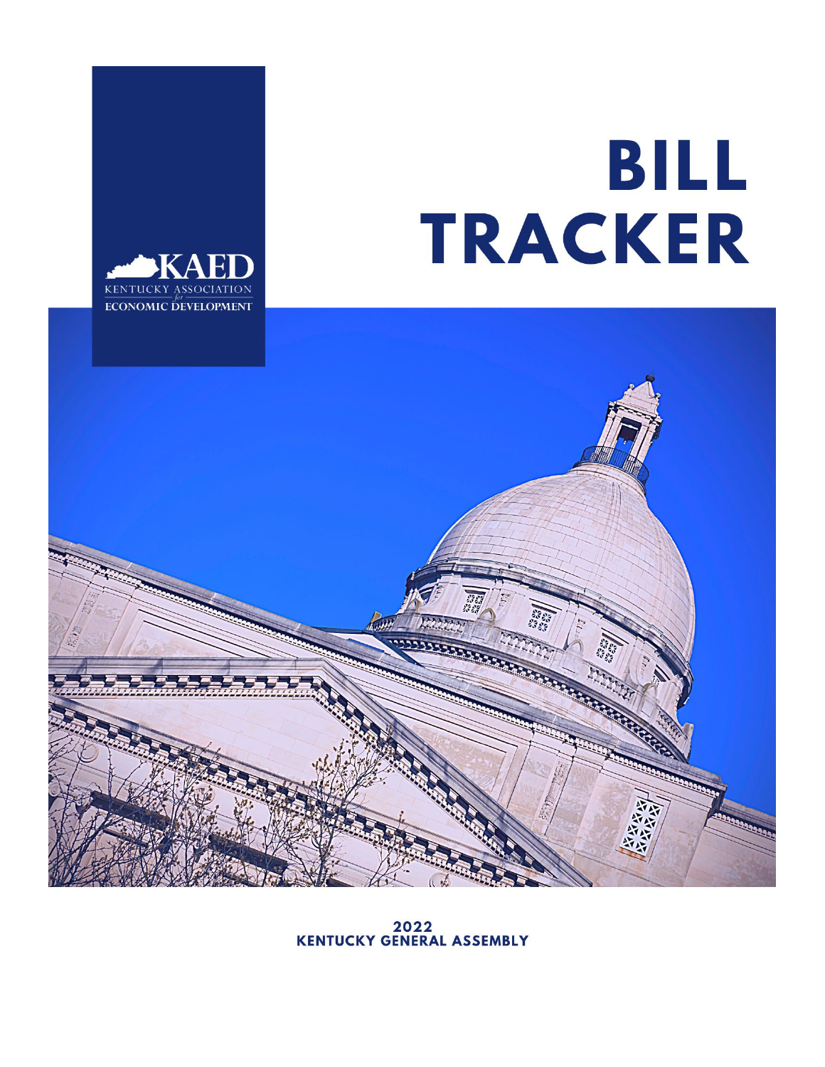KAED

KENTUCKY ASSOCIATION for ECONOMIC DEVELOPMENT

# BILL TRACKER

**2022**
**KENTUCKY GENERAL ASSEMBLY**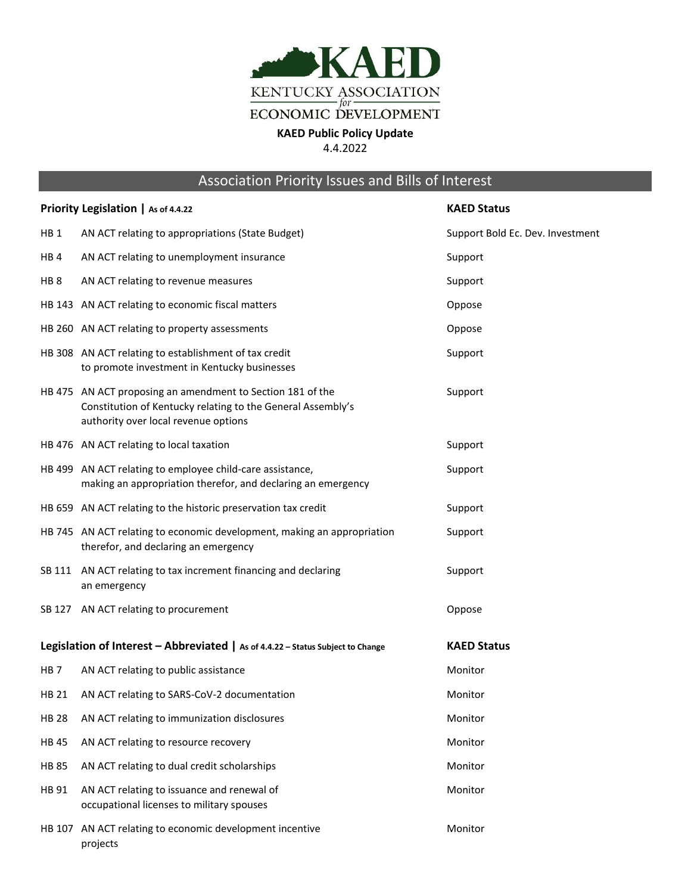# KAED

KENTUCKY ASSOCIATION *for* ECONOMIC DEVELOPMENT

**KAED Public Policy Update**

4.4.2022

## Association Priority Issues and Bills of Interest

| **Priority Legislation \| As of 4.4.22** | | **KAED Status** |
|---|---|---|
| HB 1 | AN ACT relating to appropriations (State Budget) | Support Bold Ec. Dev. Investment |
| HB 4 | AN ACT relating to unemployment insurance | Support |
| HB 8 | AN ACT relating to revenue measures | Support |
| HB 143 | AN ACT relating to economic fiscal matters | Oppose |
| HB 260 | AN ACT relating to property assessments | Oppose |
| HB 308 | AN ACT relating to establishment of tax credit to promote investment in Kentucky businesses | Support |
| HB 475 | AN ACT proposing an amendment to Section 181 of the Constitution of Kentucky relating to the General Assembly's authority over local revenue options | Support |
| HB 476 | AN ACT relating to local taxation | Support |
| HB 499 | AN ACT relating to employee child-care assistance, making an appropriation therefor, and declaring an emergency | Support |
| HB 659 | AN ACT relating to the historic preservation tax credit | Support |
| HB 745 | AN ACT relating to economic development, making an appropriation therefor, and declaring an emergency | Support |
| SB 111 | AN ACT relating to tax increment financing and declaring an emergency | Support |
| SB 127 | AN ACT relating to procurement | Oppose |

| **Legislation of Interest – Abbreviated \| As of 4.4.22 – Status Subject to Change** | | **KAED Status** |
|---|---|---|
| HB 7 | AN ACT relating to public assistance | Monitor |
| HB 21 | AN ACT relating to SARS-CoV-2 documentation | Monitor |
| HB 28 | AN ACT relating to immunization disclosures | Monitor |
| HB 45 | AN ACT relating to resource recovery | Monitor |
| HB 85 | AN ACT relating to dual credit scholarships | Monitor |
| HB 91 | AN ACT relating to issuance and renewal of occupational licenses to military spouses | Monitor |
| HB 107 | AN ACT relating to economic development incentive projects | Monitor |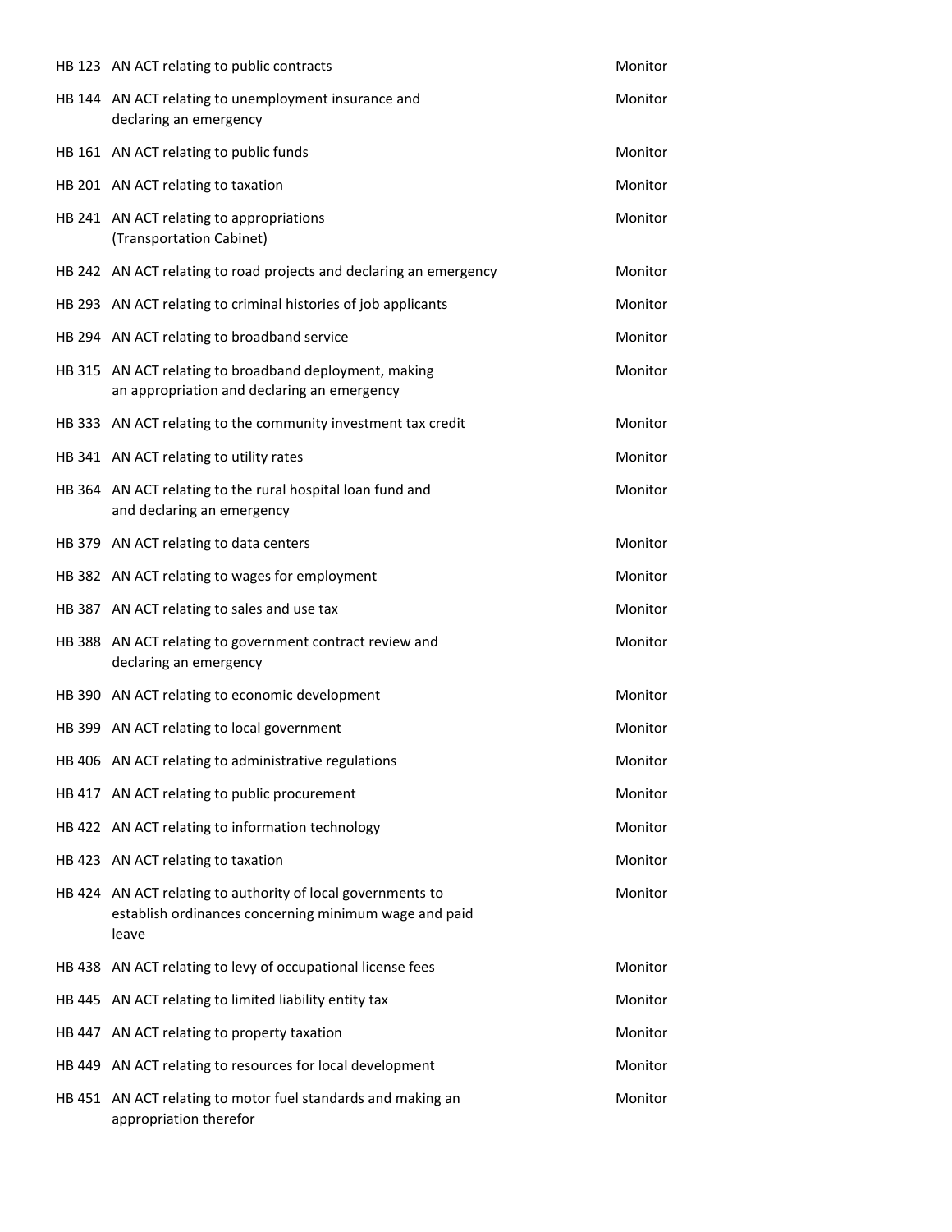| | | |
|---|---|---|
| HB 123 | AN ACT relating to public contracts | Monitor |
| HB 144 | AN ACT relating to unemployment insurance and declaring an emergency | Monitor |
| HB 161 | AN ACT relating to public funds | Monitor |
| HB 201 | AN ACT relating to taxation | Monitor |
| HB 241 | AN ACT relating to appropriations (Transportation Cabinet) | Monitor |
| HB 242 | AN ACT relating to road projects and declaring an emergency | Monitor |
| HB 293 | AN ACT relating to criminal histories of job applicants | Monitor |
| HB 294 | AN ACT relating to broadband service | Monitor |
| HB 315 | AN ACT relating to broadband deployment, making an appropriation and declaring an emergency | Monitor |
| HB 333 | AN ACT relating to the community investment tax credit | Monitor |
| HB 341 | AN ACT relating to utility rates | Monitor |
| HB 364 | AN ACT relating to the rural hospital loan fund and and declaring an emergency | Monitor |
| HB 379 | AN ACT relating to data centers | Monitor |
| HB 382 | AN ACT relating to wages for employment | Monitor |
| HB 387 | AN ACT relating to sales and use tax | Monitor |
| HB 388 | AN ACT relating to government contract review and declaring an emergency | Monitor |
| HB 390 | AN ACT relating to economic development | Monitor |
| HB 399 | AN ACT relating to local government | Monitor |
| HB 406 | AN ACT relating to administrative regulations | Monitor |
| HB 417 | AN ACT relating to public procurement | Monitor |
| HB 422 | AN ACT relating to information technology | Monitor |
| HB 423 | AN ACT relating to taxation | Monitor |
| HB 424 | AN ACT relating to authority of local governments to establish ordinances concerning minimum wage and paid leave | Monitor |
| HB 438 | AN ACT relating to levy of occupational license fees | Monitor |
| HB 445 | AN ACT relating to limited liability entity tax | Monitor |
| HB 447 | AN ACT relating to property taxation | Monitor |
| HB 449 | AN ACT relating to resources for local development | Monitor |
| HB 451 | AN ACT relating to motor fuel standards and making an appropriation therefor | Monitor |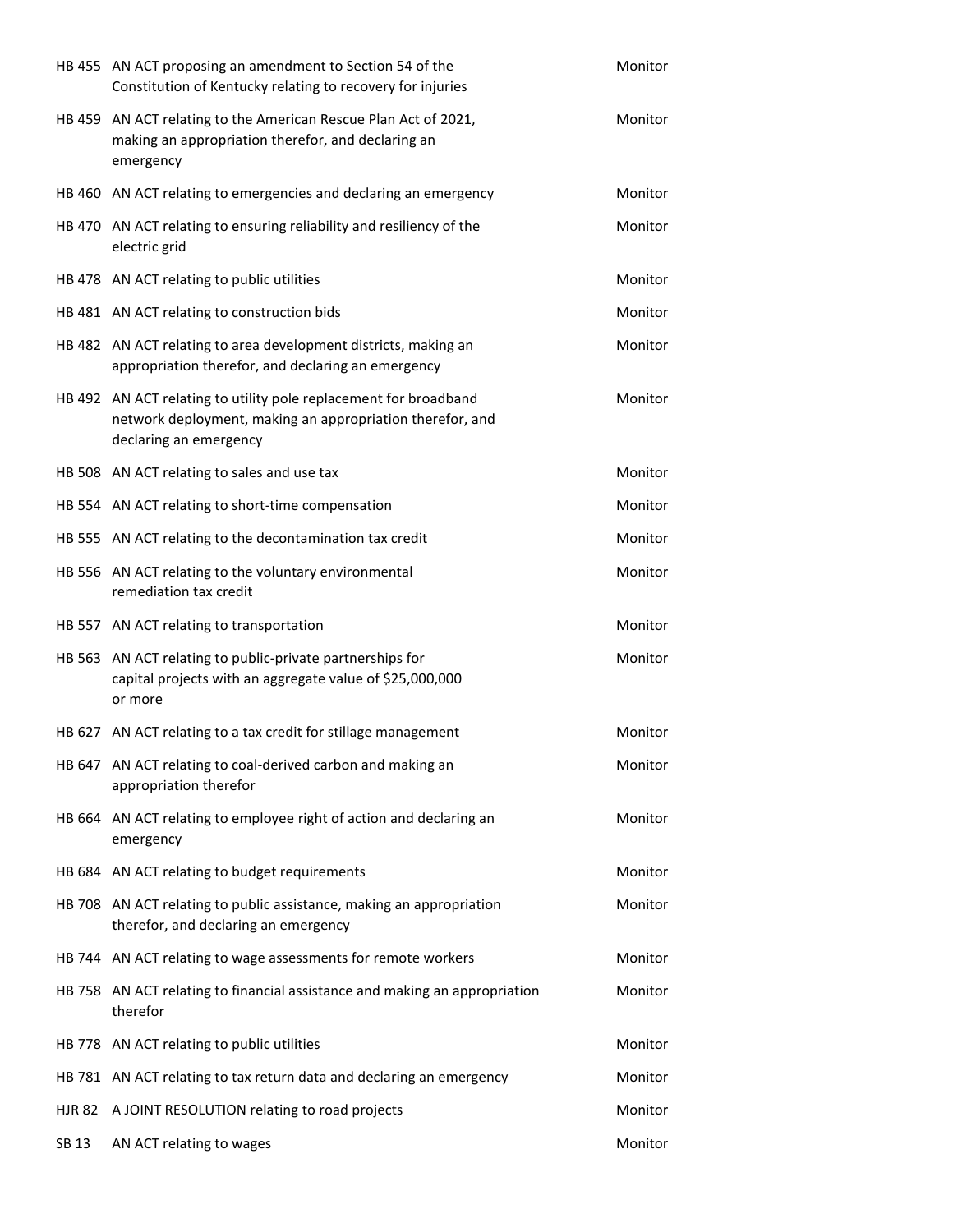| | | |
|---|---|---|
| HB 455 | AN ACT proposing an amendment to Section 54 of the Constitution of Kentucky relating to recovery for injuries | Monitor |
| HB 459 | AN ACT relating to the American Rescue Plan Act of 2021, making an appropriation therefor, and declaring an emergency | Monitor |
| HB 460 | AN ACT relating to emergencies and declaring an emergency | Monitor |
| HB 470 | AN ACT relating to ensuring reliability and resiliency of the electric grid | Monitor |
| HB 478 | AN ACT relating to public utilities | Monitor |
| HB 481 | AN ACT relating to construction bids | Monitor |
| HB 482 | AN ACT relating to area development districts, making an appropriation therefor, and declaring an emergency | Monitor |
| HB 492 | AN ACT relating to utility pole replacement for broadband network deployment, making an appropriation therefor, and declaring an emergency | Monitor |
| HB 508 | AN ACT relating to sales and use tax | Monitor |
| HB 554 | AN ACT relating to short-time compensation | Monitor |
| HB 555 | AN ACT relating to the decontamination tax credit | Monitor |
| HB 556 | AN ACT relating to the voluntary environmental remediation tax credit | Monitor |
| HB 557 | AN ACT relating to transportation | Monitor |
| HB 563 | AN ACT relating to public-private partnerships for capital projects with an aggregate value of $25,000,000 or more | Monitor |
| HB 627 | AN ACT relating to a tax credit for stillage management | Monitor |
| HB 647 | AN ACT relating to coal-derived carbon and making an appropriation therefor | Monitor |
| HB 664 | AN ACT relating to employee right of action and declaring an emergency | Monitor |
| HB 684 | AN ACT relating to budget requirements | Monitor |
| HB 708 | AN ACT relating to public assistance, making an appropriation therefor, and declaring an emergency | Monitor |
| HB 744 | AN ACT relating to wage assessments for remote workers | Monitor |
| HB 758 | AN ACT relating to financial assistance and making an appropriation therefor | Monitor |
| HB 778 | AN ACT relating to public utilities | Monitor |
| HB 781 | AN ACT relating to tax return data and declaring an emergency | Monitor |
| HJR 82 | A JOINT RESOLUTION relating to road projects | Monitor |
| SB 13 | AN ACT relating to wages | Monitor |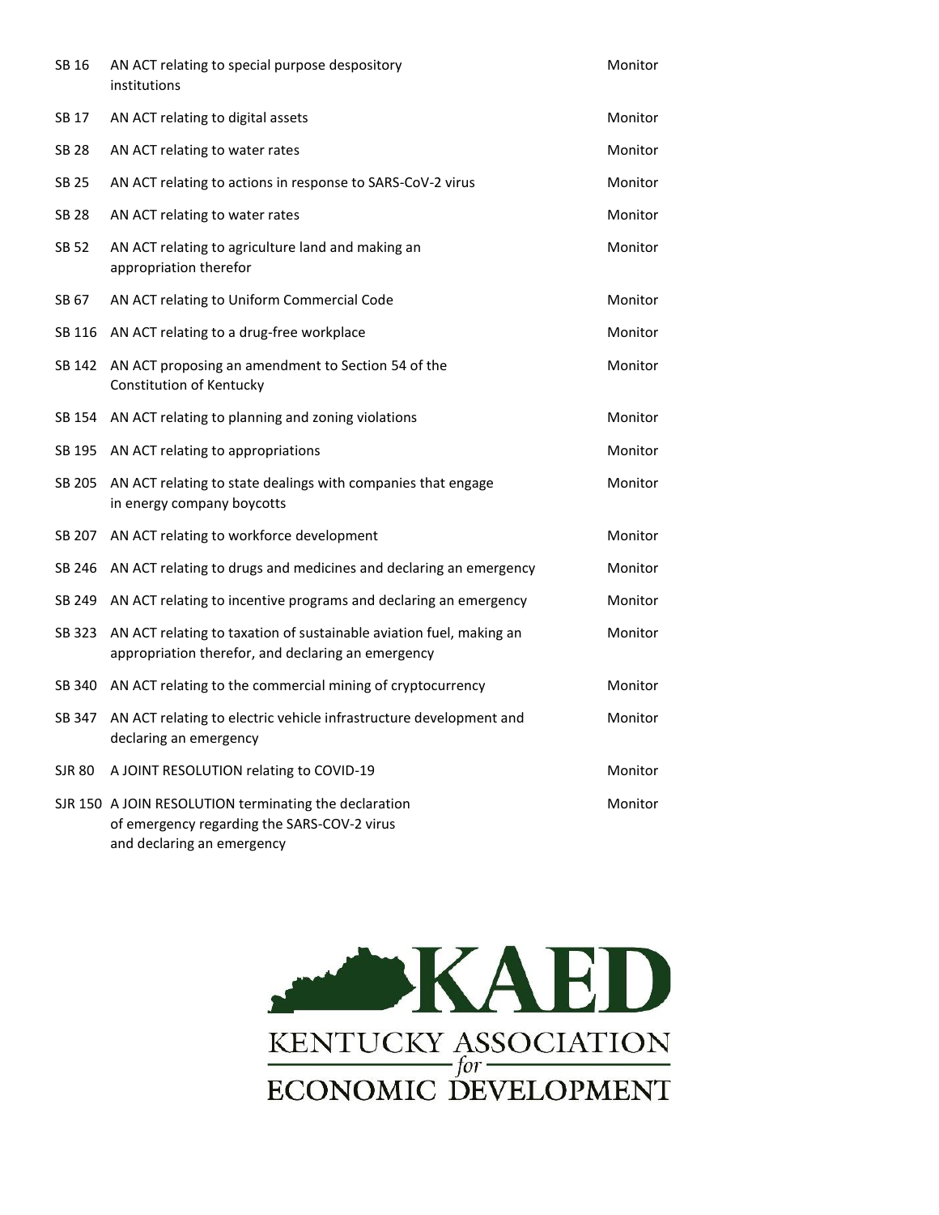| | | |
|---|---|---|
| SB 16 | AN ACT relating to special purpose despository institutions | Monitor |
| SB 17 | AN ACT relating to digital assets | Monitor |
| SB 28 | AN ACT relating to water rates | Monitor |
| SB 25 | AN ACT relating to actions in response to SARS-CoV-2 virus | Monitor |
| SB 28 | AN ACT relating to water rates | Monitor |
| SB 52 | AN ACT relating to agriculture land and making an appropriation therefor | Monitor |
| SB 67 | AN ACT relating to Uniform Commercial Code | Monitor |
| SB 116 | AN ACT relating to a drug-free workplace | Monitor |
| SB 142 | AN ACT proposing an amendment to Section 54 of the Constitution of Kentucky | Monitor |
| SB 154 | AN ACT relating to planning and zoning violations | Monitor |
| SB 195 | AN ACT relating to appropriations | Monitor |
| SB 205 | AN ACT relating to state dealings with companies that engage in energy company boycotts | Monitor |
| SB 207 | AN ACT relating to workforce development | Monitor |
| SB 246 | AN ACT relating to drugs and medicines and declaring an emergency | Monitor |
| SB 249 | AN ACT relating to incentive programs and declaring an emergency | Monitor |
| SB 323 | AN ACT relating to taxation of sustainable aviation fuel, making an appropriation therefor, and declaring an emergency | Monitor |
| SB 340 | AN ACT relating to the commercial mining of cryptocurrency | Monitor |
| SB 347 | AN ACT relating to electric vehicle infrastructure development and declaring an emergency | Monitor |
| SJR 80 | A JOINT RESOLUTION relating to COVID-19 | Monitor |
| SJR 150 | A JOIN RESOLUTION terminating the declaration of emergency regarding the SARS-COV-2 virus and declaring an emergency | Monitor |

KAED

KENTUCKY ASSOCIATION *for* ECONOMIC DEVELOPMENT